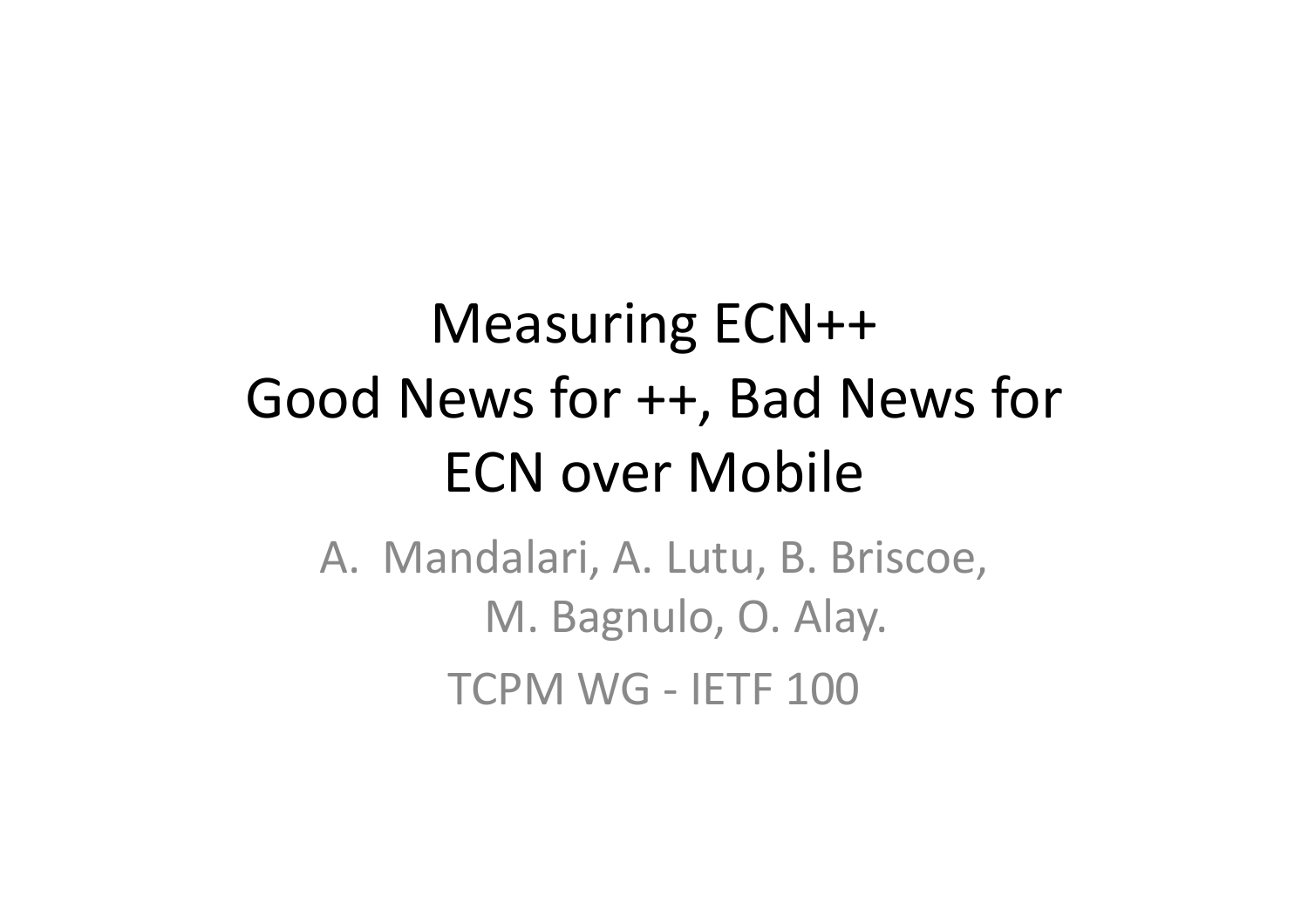# Measuring ECN++ Good News for ++, Bad News for ECN over Mobile

A. Mandalari, A. Lutu, B. Briscoe, M. Bagnulo, O. Alay.

TCPM WG - IETF 100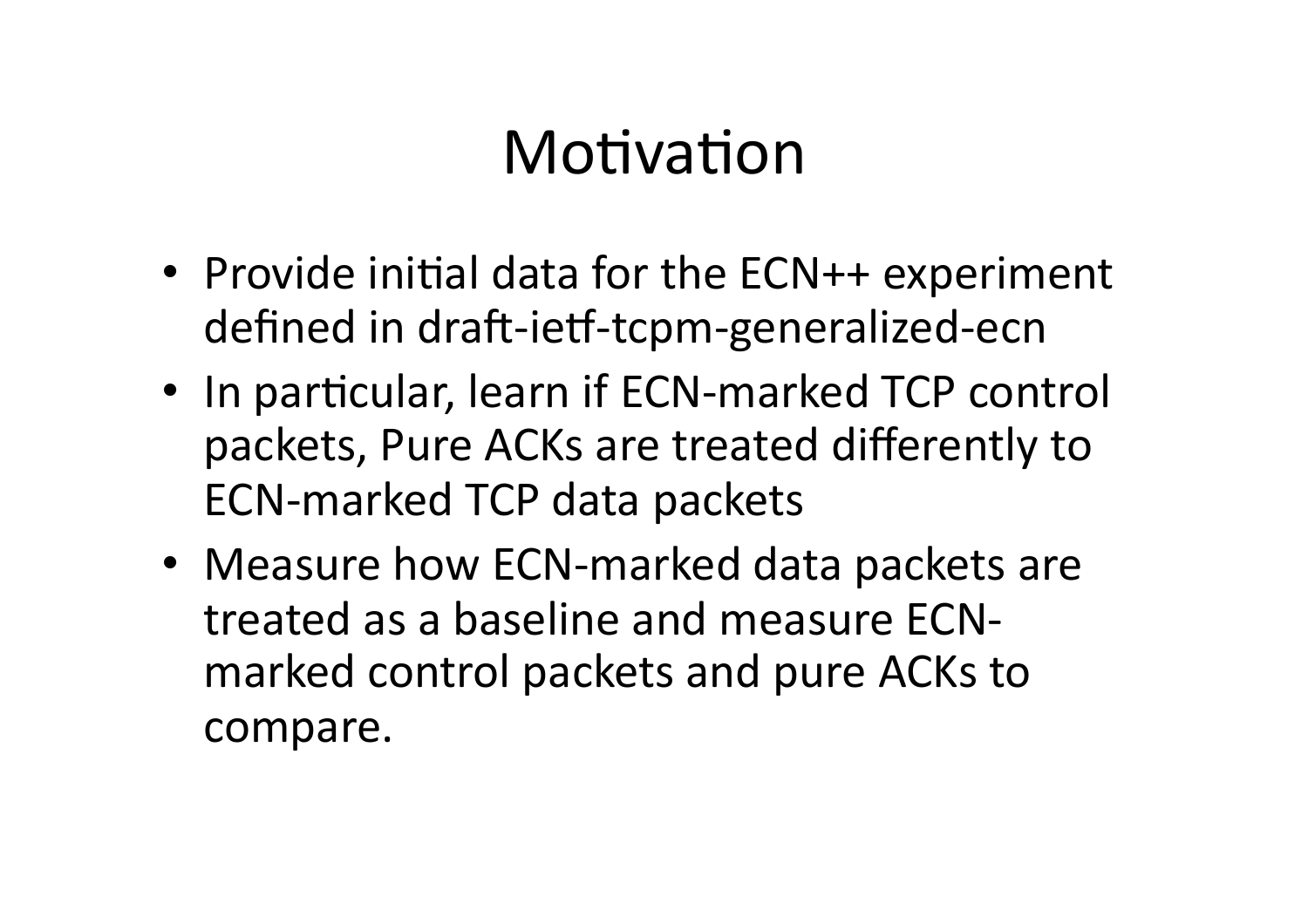# Motivation

- Provide initial data for the ECN++ experiment defined in draft-ietf-tcpm-generalized-ecn
- In particular, learn if ECN-marked TCP control packets, Pure ACKs are treated differently to ECN-marked TCP data packets
- Measure how ECN-marked data packets are treated as a baseline and measure ECN-marked control packets and pure ACKs to compare.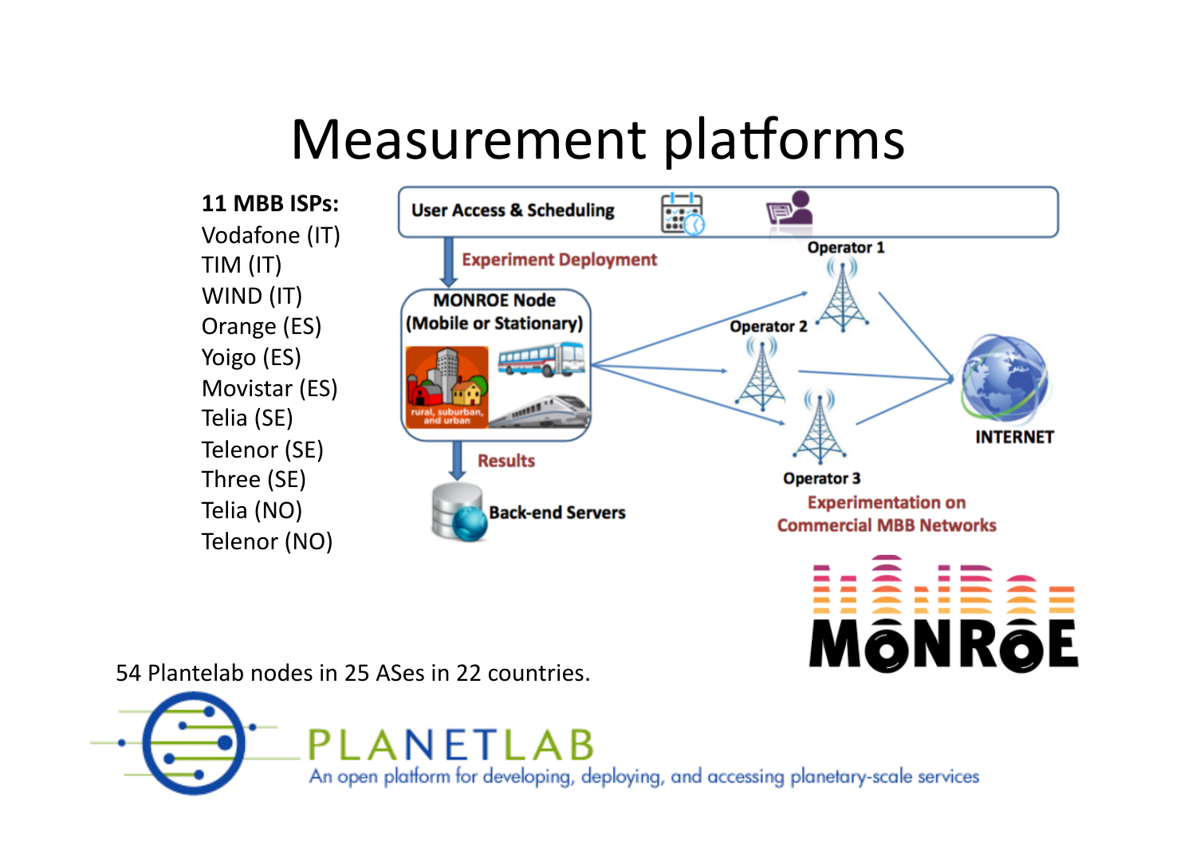# Measurement platforms

**11 MBB ISPs:**

Vodafone (IT)
TIM (IT)
WIND (IT)
Orange (ES)
Yoigo (ES)
Movistar (ES)
Telia (SE)
Telenor (SE)
Three (SE)
Telia (NO)
Telenor (NO)

User Access & Scheduling

Experiment Deployment

MONROE Node (Mobile or Stationary)

rural, suburban, and urban

Results

Back-end Servers

Operator 1

Operator 2

Operator 3

INTERNET

Experimentation on Commercial MBB Networks

MONROE

54 Plantelab nodes in 25 ASes in 22 countries.

PLANETLAB
An open platform for developing, deploying, and accessing planetary-scale services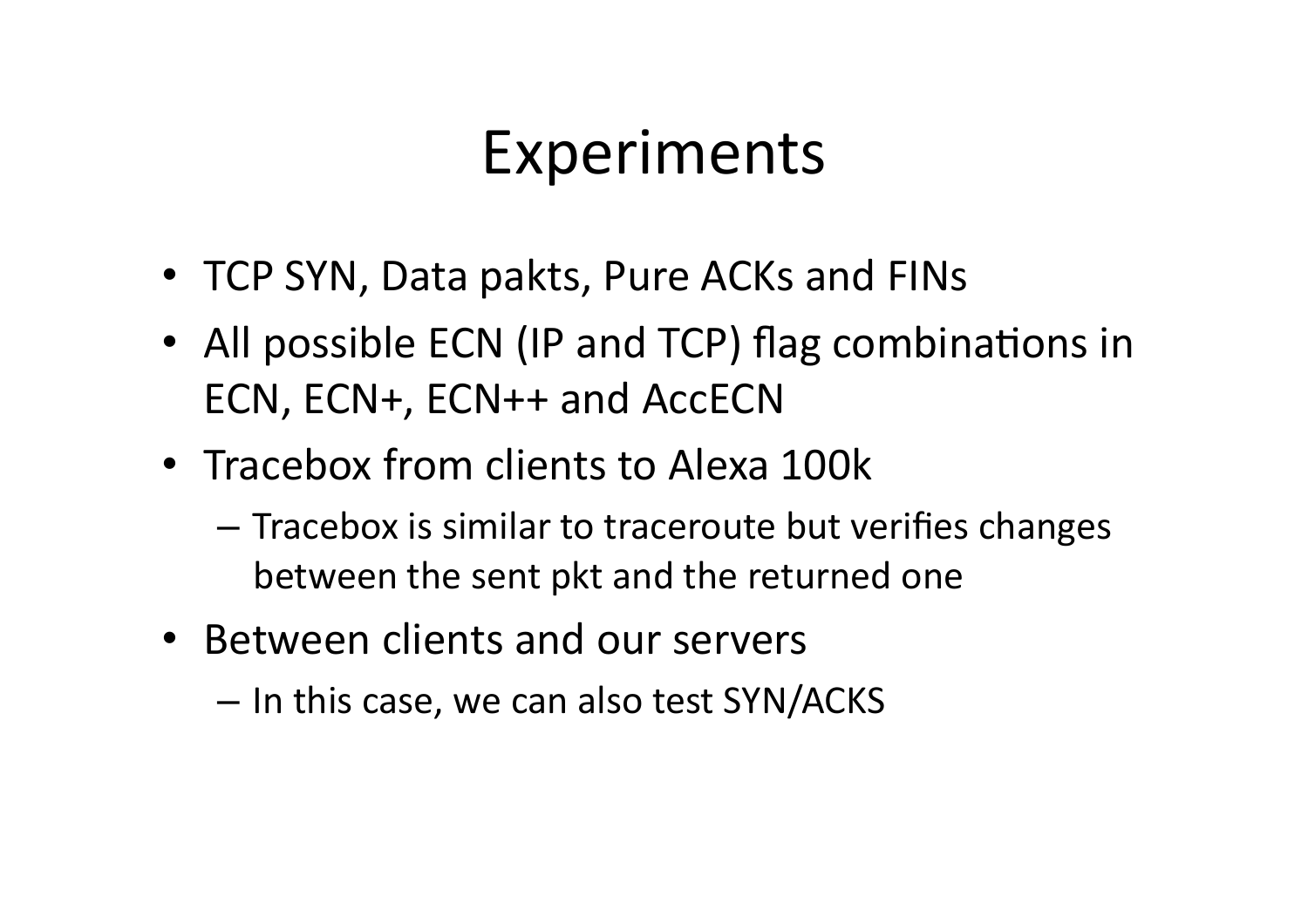# Experiments

- TCP SYN, Data pakts, Pure ACKs and FINs
- All possible ECN (IP and TCP) flag combinations in ECN, ECN+, ECN++ and AccECN
- Tracebox from clients to Alexa 100k
  - Tracebox is similar to traceroute but verifies changes between the sent pkt and the returned one
- Between clients and our servers
  - In this case, we can also test SYN/ACKS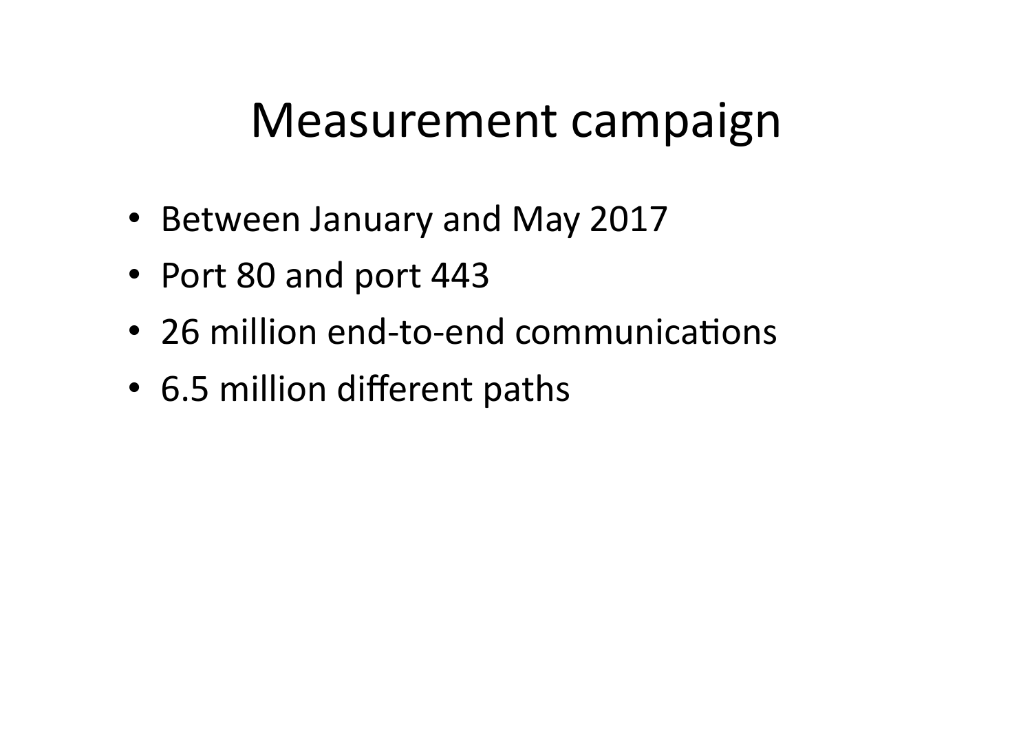# Measurement campaign

- Between January and May 2017
- Port 80 and port 443
- 26 million end-to-end communications
- 6.5 million different paths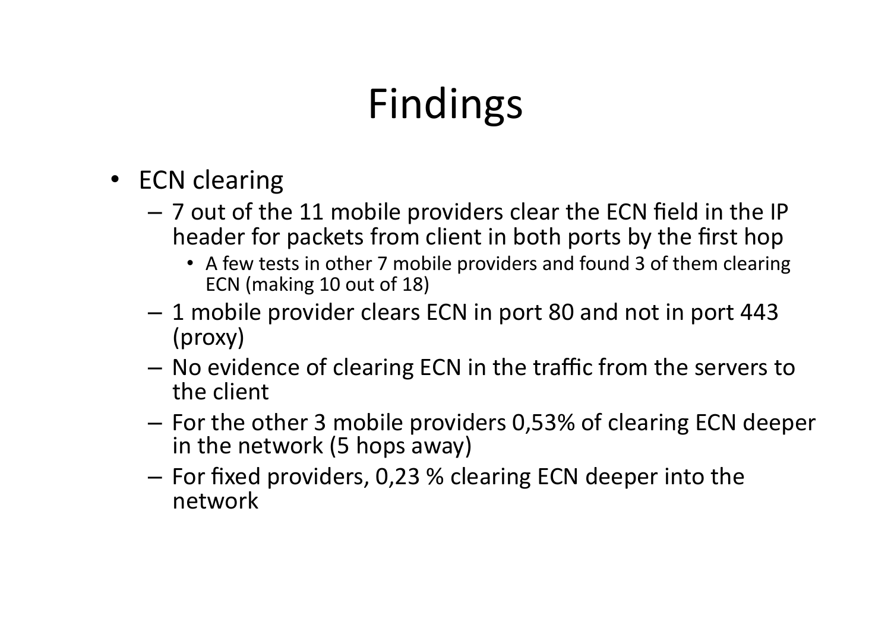# Findings

- ECN clearing
  - 7 out of the 11 mobile providers clear the ECN field in the IP header for packets from client in both ports by the first hop
    - A few tests in other 7 mobile providers and found 3 of them clearing ECN (making 10 out of 18)
  - 1 mobile provider clears ECN in port 80 and not in port 443 (proxy)
  - No evidence of clearing ECN in the traffic from the servers to the client
  - For the other 3 mobile providers 0,53% of clearing ECN deeper in the network (5 hops away)
  - For fixed providers, 0,23 % clearing ECN deeper into the network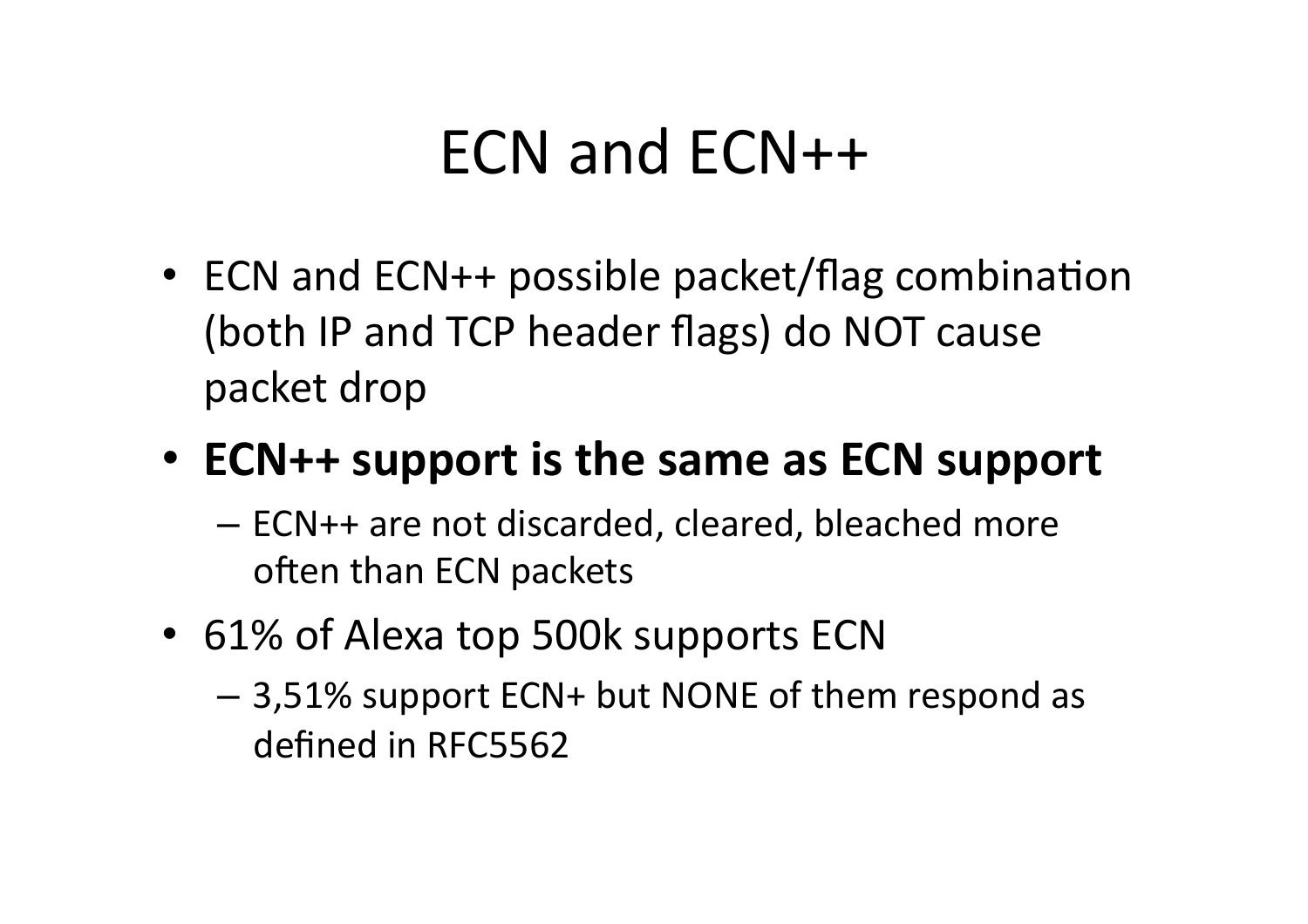# ECN and ECN++

- ECN and ECN++ possible packet/flag combination (both IP and TCP header flags) do NOT cause packet drop
- **ECN++ support is the same as ECN support**
  - ECN++ are not discarded, cleared, bleached more often than ECN packets
- 61% of Alexa top 500k supports ECN
  - 3,51% support ECN+ but NONE of them respond as defined in RFC5562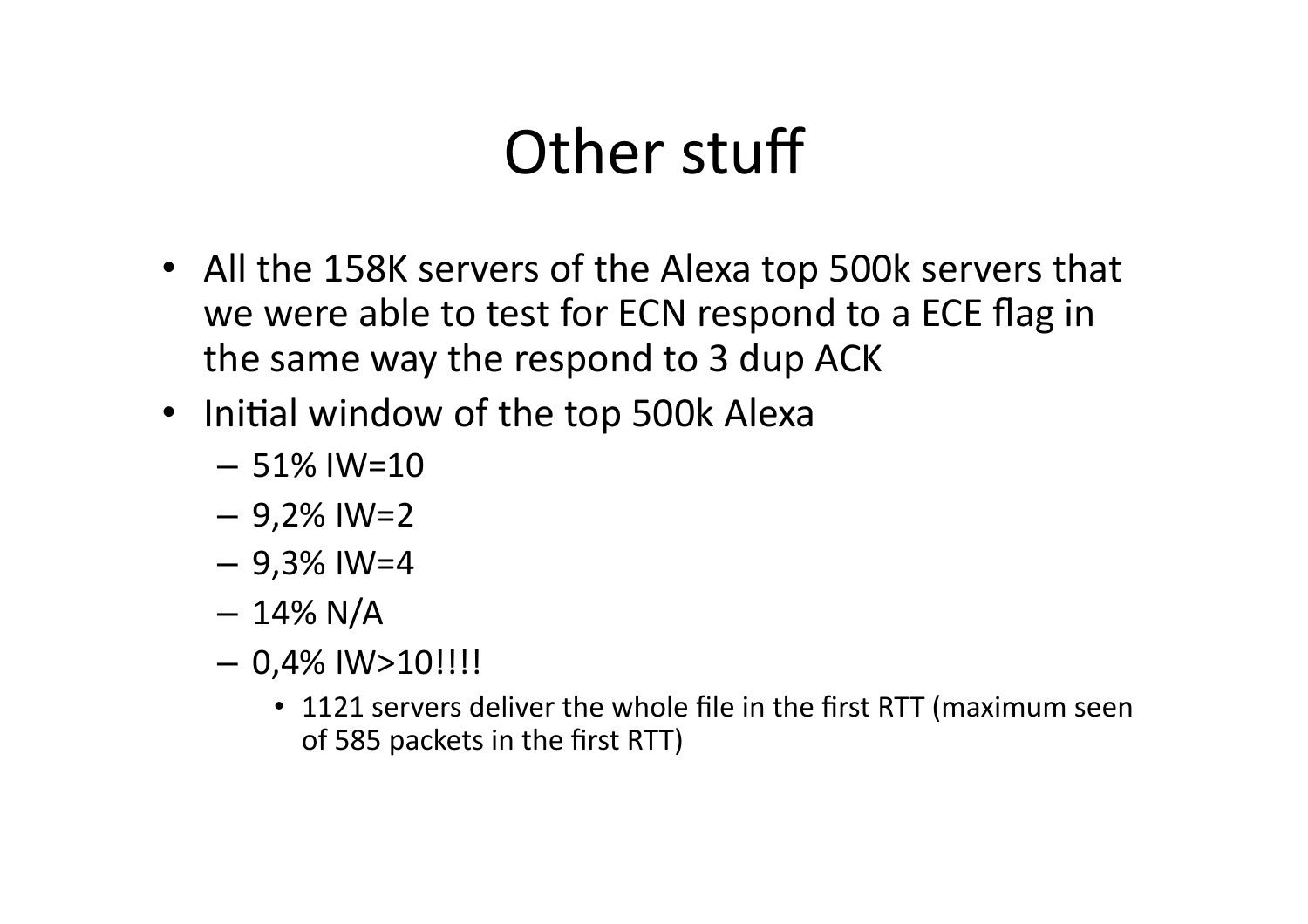# Other stuff

- All the 158K servers of the Alexa top 500k servers that we were able to test for ECN respond to a ECE flag in the same way the respond to 3 dup ACK
- Initial window of the top 500k Alexa
  - 51% IW=10
  - 9,2% IW=2
  - 9,3% IW=4
  - 14% N/A
  - 0,4% IW>10!!!!
    - 1121 servers deliver the whole file in the first RTT (maximum seen of 585 packets in the first RTT)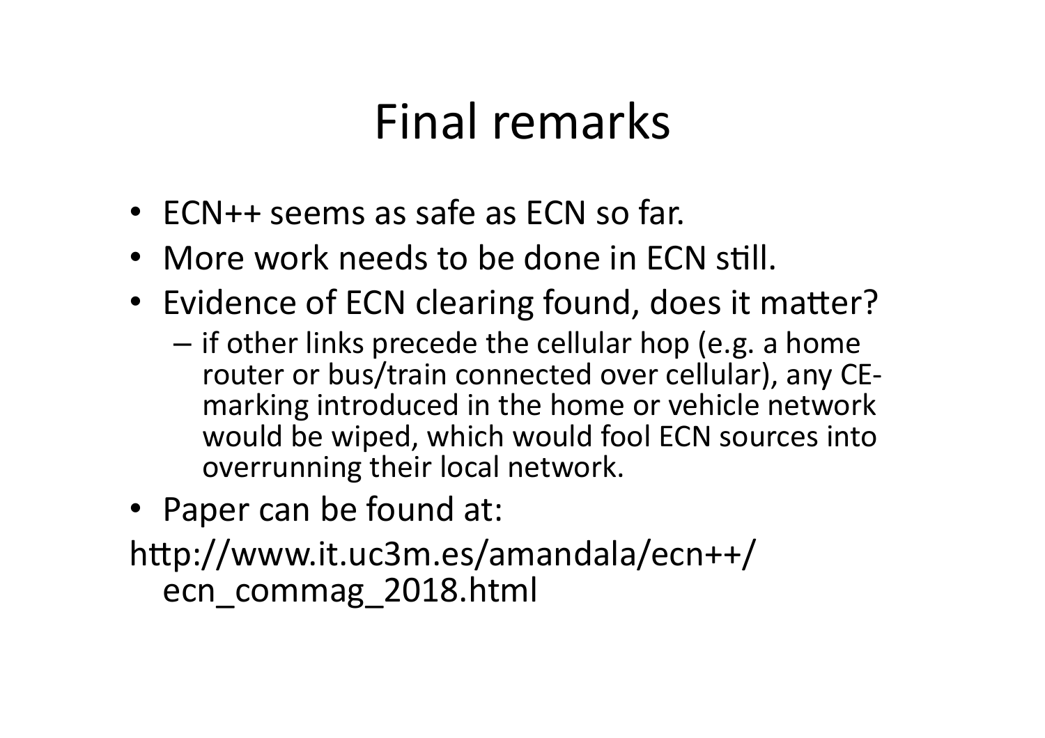# Final remarks

- ECN++ seems as safe as ECN so far.
- More work needs to be done in ECN still.
- Evidence of ECN clearing found, does it matter?
  - if other links precede the cellular hop (e.g. a home router or bus/train connected over cellular), any CE-marking introduced in the home or vehicle network would be wiped, which would fool ECN sources into overrunning their local network.
- Paper can be found at:

http://www.it.uc3m.es/amandala/ecn++/ecn_commag_2018.html